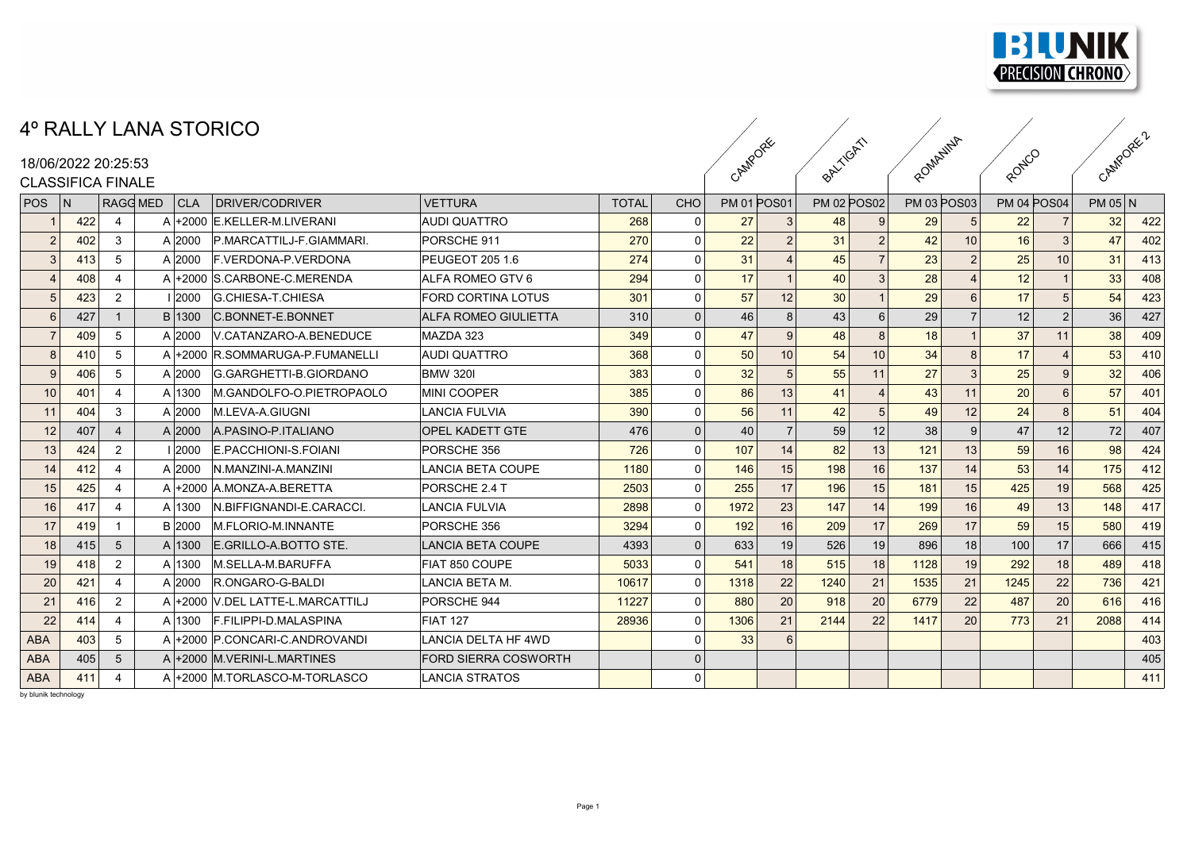# 4º RALLY LANA STORICO

18/06/2022 20:25:53

CLASSIFICA FINALE

| | | | | | | | | | | CAMPORE | | BALTIGATI | | ROMANINA | | RONCO | | CAMPORE 2 | |
|---|---|---|---|---|---|---|---|---|---|---|---|---|---|---|---|---|---|---|---|
| POS | N | RAGG | MED | CLA | DRIVER/CODRIVER | VETTURA | TOTAL | CHO | PM 01 | POS01 | PM 02 | POS02 | PM 03 | POS03 | PM 04 | POS04 | PM 05 | N |
| 1 | 422 | 4 | | A +2000 | E.KELLER-M.LIVERANI | AUDI QUATTRO | 268 | 0 | 27 | 3 | 48 | 9 | 29 | 5 | 22 | 7 | 32 | 422 |
| 2 | 402 | 3 | | A 2000 | P.MARCATTILJ-F.GIAMMARI. | PORSCHE 911 | 270 | 0 | 22 | 2 | 31 | 2 | 42 | 10 | 16 | 3 | 47 | 402 |
| 3 | 413 | 5 | | A 2000 | F.VERDONA-P.VERDONA | PEUGEOT 205 1.6 | 274 | 0 | 31 | 4 | 45 | 7 | 23 | 2 | 25 | 10 | 31 | 413 |
| 4 | 408 | 4 | | A +2000 | S.CARBONE-C.MERENDA | ALFA ROMEO GTV 6 | 294 | 0 | 17 | 1 | 40 | 3 | 28 | 4 | 12 | 1 | 33 | 408 |
| 5 | 423 | 2 | | I 2000 | G.CHIESA-T.CHIESA | FORD CORTINA LOTUS | 301 | 0 | 57 | 12 | 30 | 1 | 29 | 6 | 17 | 5 | 54 | 423 |
| 6 | 427 | 1 | | B 1300 | C.BONNET-E.BONNET | ALFA ROMEO GIULIETTA | 310 | 0 | 46 | 8 | 43 | 6 | 29 | 7 | 12 | 2 | 36 | 427 |
| 7 | 409 | 5 | | A 2000 | V.CATANZARO-A.BENEDUCE | MAZDA 323 | 349 | 0 | 47 | 9 | 48 | 8 | 18 | 1 | 37 | 11 | 38 | 409 |
| 8 | 410 | 5 | | A +2000 | R.SOMMARUGA-P.FUMANELLI | AUDI QUATTRO | 368 | 0 | 50 | 10 | 54 | 10 | 34 | 8 | 17 | 4 | 53 | 410 |
| 9 | 406 | 5 | | A 2000 | G.GARGHETTI-B.GIORDANO | BMW 320I | 383 | 0 | 32 | 5 | 55 | 11 | 27 | 3 | 25 | 9 | 32 | 406 |
| 10 | 401 | 4 | | A 1300 | M.GANDOLFO-O.PIETROPAOLO | MINI COOPER | 385 | 0 | 86 | 13 | 41 | 4 | 43 | 11 | 20 | 6 | 57 | 401 |
| 11 | 404 | 3 | | A 2000 | M.LEVA-A.GIUGNI | LANCIA FULVIA | 390 | 0 | 56 | 11 | 42 | 5 | 49 | 12 | 24 | 8 | 51 | 404 |
| 12 | 407 | 4 | | A 2000 | A.PASINO-P.ITALIANO | OPEL KADETT GTE | 476 | 0 | 40 | 7 | 59 | 12 | 38 | 9 | 47 | 12 | 72 | 407 |
| 13 | 424 | 2 | | I 2000 | E.PACCHIONI-S.FOIANI | PORSCHE 356 | 726 | 0 | 107 | 14 | 82 | 13 | 121 | 13 | 59 | 16 | 98 | 424 |
| 14 | 412 | 4 | | A 2000 | N.MANZINI-A.MANZINI | LANCIA BETA COUPE | 1180 | 0 | 146 | 15 | 198 | 16 | 137 | 14 | 53 | 14 | 175 | 412 |
| 15 | 425 | 4 | | A +2000 | A.MONZA-A.BERETTA | PORSCHE 2.4 T | 2503 | 0 | 255 | 17 | 196 | 15 | 181 | 15 | 425 | 19 | 568 | 425 |
| 16 | 417 | 4 | | A 1300 | N.BIFFIGNANDI-E.CARACCI. | LANCIA FULVIA | 2898 | 0 | 1972 | 23 | 147 | 14 | 199 | 16 | 49 | 13 | 148 | 417 |
| 17 | 419 | 1 | | B 2000 | M.FLORIO-M.INNANTE | PORSCHE 356 | 3294 | 0 | 192 | 16 | 209 | 17 | 269 | 17 | 59 | 15 | 580 | 419 |
| 18 | 415 | 5 | | A 1300 | E.GRILLO-A.BOTTO STE. | LANCIA BETA COUPE | 4393 | 0 | 633 | 19 | 526 | 19 | 896 | 18 | 100 | 17 | 666 | 415 |
| 19 | 418 | 2 | | A 1300 | M.SELLA-M.BARUFFA | FIAT 850 COUPE | 5033 | 0 | 541 | 18 | 515 | 18 | 1128 | 19 | 292 | 18 | 489 | 418 |
| 20 | 421 | 4 | | A 2000 | R.ONGARO-G-BALDI | LANCIA BETA M. | 10617 | 0 | 1318 | 22 | 1240 | 21 | 1535 | 21 | 1245 | 22 | 736 | 421 |
| 21 | 416 | 2 | | A +2000 | V.DEL LATTE-L.MARCATTILJ | PORSCHE 944 | 11227 | 0 | 880 | 20 | 918 | 20 | 6779 | 22 | 487 | 20 | 616 | 416 |
| 22 | 414 | 4 | | A 1300 | F.FILIPPI-D.MALASPINA | FIAT 127 | 28936 | 0 | 1306 | 21 | 2144 | 22 | 1417 | 20 | 773 | 21 | 2088 | 414 |
| ABA | 403 | 5 | | A +2000 | P.CONCARI-C.ANDROVANDI | LANCIA DELTA HF 4WD | | 0 | 33 | 6 | | | | | | | | 403 |
| ABA | 405 | 5 | | A +2000 | M.VERINI-L.MARTINES | FORD SIERRA COSWORTH | | 0 | | | | | | | | | | 405 |
| ABA | 411 | 4 | | A +2000 | M.TORLASCO-M-TORLASCO | LANCIA STRATOS | | 0 | | | | | | | | | | 411 |

by blunik technology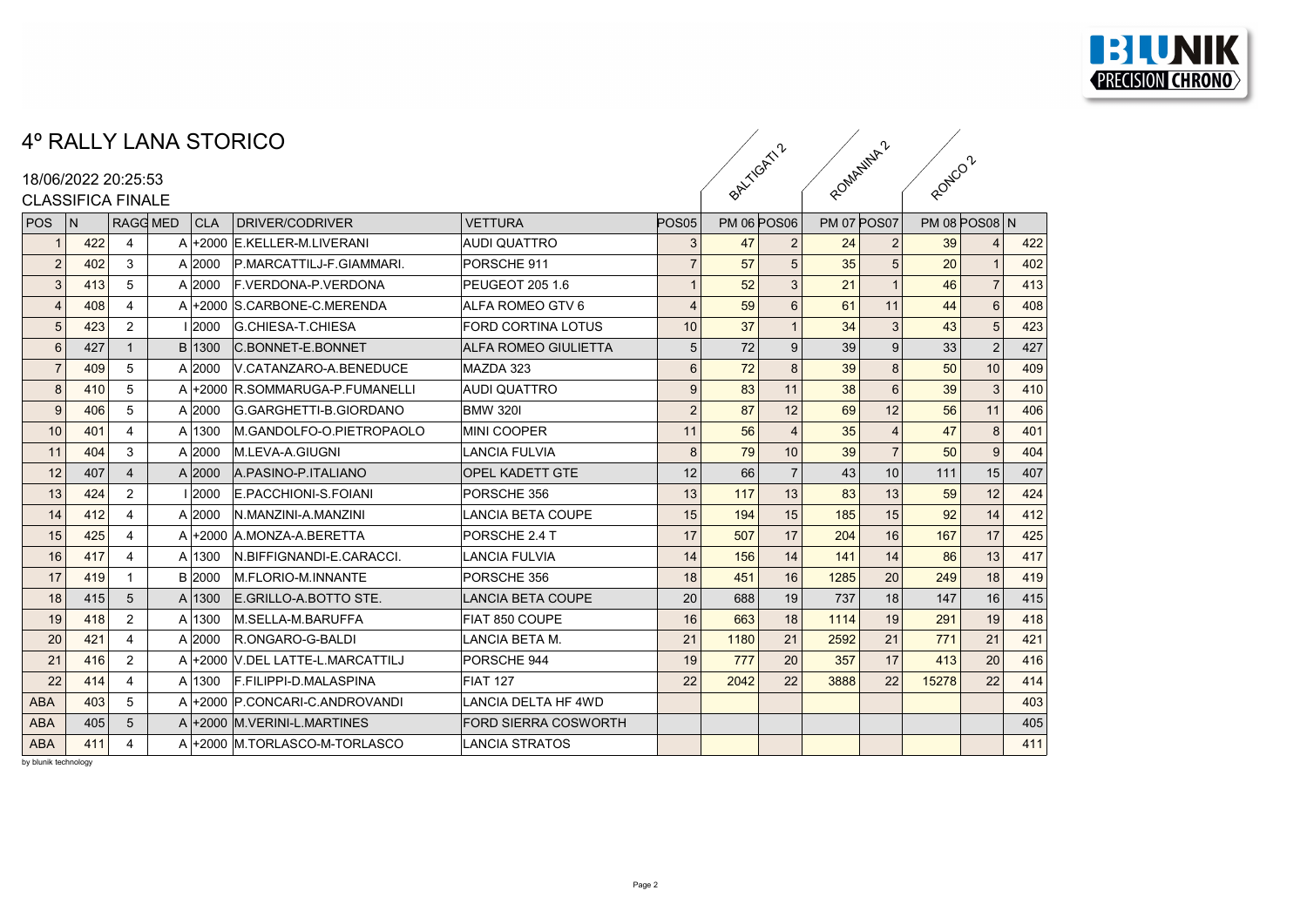# 4º RALLY LANA STORICO

18/06/2022 20:25:53

CLASSIFICA FINALE

| | | | | | | | | BALTIGATI 2 | | ROMANINA 2 | | RONCO 2 | | |
|---|---|---|---|---|---|---|---|---|---|---|---|---|---|---|
| POS | N | RAGG | MED | CLA | DRIVER/CODRIVER | VETTURA | POS05 | PM 06 | POS06 | PM 07 | POS07 | PM 08 | POS08 | N |
| 1 | 422 | 4 | A | +2000 | E.KELLER-M.LIVERANI | AUDI QUATTRO | 3 | 47 | 2 | 24 | 2 | 39 | 4 | 422 |
| 2 | 402 | 3 | A | 2000 | P.MARCATTILJ-F.GIAMMARI. | PORSCHE 911 | 7 | 57 | 5 | 35 | 5 | 20 | 1 | 402 |
| 3 | 413 | 5 | A | 2000 | F.VERDONA-P.VERDONA | PEUGEOT 205 1.6 | 1 | 52 | 3 | 21 | 1 | 46 | 7 | 413 |
| 4 | 408 | 4 | A | +2000 | S.CARBONE-C.MERENDA | ALFA ROMEO GTV 6 | 4 | 59 | 6 | 61 | 11 | 44 | 6 | 408 |
| 5 | 423 | 2 | I | 2000 | G.CHIESA-T.CHIESA | FORD CORTINA LOTUS | 10 | 37 | 1 | 34 | 3 | 43 | 5 | 423 |
| 6 | 427 | 1 | B | 1300 | C.BONNET-E.BONNET | ALFA ROMEO GIULIETTA | 5 | 72 | 9 | 39 | 9 | 33 | 2 | 427 |
| 7 | 409 | 5 | A | 2000 | V.CATANZARO-A.BENEDUCE | MAZDA 323 | 6 | 72 | 8 | 39 | 8 | 50 | 10 | 409 |
| 8 | 410 | 5 | A | +2000 | R.SOMMARUGA-P.FUMANELLI | AUDI QUATTRO | 9 | 83 | 11 | 38 | 6 | 39 | 3 | 410 |
| 9 | 406 | 5 | A | 2000 | G.GARGHETTI-B.GIORDANO | BMW 320I | 2 | 87 | 12 | 69 | 12 | 56 | 11 | 406 |
| 10 | 401 | 4 | A | 1300 | M.GANDOLFO-O.PIETROPAOLO | MINI COOPER | 11 | 56 | 4 | 35 | 4 | 47 | 8 | 401 |
| 11 | 404 | 3 | A | 2000 | M.LEVA-A.GIUGNI | LANCIA FULVIA | 8 | 79 | 10 | 39 | 7 | 50 | 9 | 404 |
| 12 | 407 | 4 | A | 2000 | A.PASINO-P.ITALIANO | OPEL KADETT GTE | 12 | 66 | 7 | 43 | 10 | 111 | 15 | 407 |
| 13 | 424 | 2 | I | 2000 | E.PACCHIONI-S.FOIANI | PORSCHE 356 | 13 | 117 | 13 | 83 | 13 | 59 | 12 | 424 |
| 14 | 412 | 4 | A | 2000 | N.MANZINI-A.MANZINI | LANCIA BETA COUPE | 15 | 194 | 15 | 185 | 15 | 92 | 14 | 412 |
| 15 | 425 | 4 | A | +2000 | A.MONZA-A.BERETTA | PORSCHE 2.4 T | 17 | 507 | 17 | 204 | 16 | 167 | 17 | 425 |
| 16 | 417 | 4 | A | 1300 | N.BIFFIGNANDI-E.CARACCI. | LANCIA FULVIA | 14 | 156 | 14 | 141 | 14 | 86 | 13 | 417 |
| 17 | 419 | 1 | B | 2000 | M.FLORIO-M.INNANTE | PORSCHE 356 | 18 | 451 | 16 | 1285 | 20 | 249 | 18 | 419 |
| 18 | 415 | 5 | A | 1300 | E.GRILLO-A.BOTTO STE. | LANCIA BETA COUPE | 20 | 688 | 19 | 737 | 18 | 147 | 16 | 415 |
| 19 | 418 | 2 | A | 1300 | M.SELLA-M.BARUFFA | FIAT 850 COUPE | 16 | 663 | 18 | 1114 | 19 | 291 | 19 | 418 |
| 20 | 421 | 4 | A | 2000 | R.ONGARO-G.BALDI | LANCIA BETA M. | 21 | 1180 | 21 | 2592 | 21 | 771 | 21 | 421 |
| 21 | 416 | 2 | A | +2000 | V.DEL LATTE-L.MARCATTILJ | PORSCHE 944 | 19 | 777 | 20 | 357 | 17 | 413 | 20 | 416 |
| 22 | 414 | 4 | A | 1300 | F.FILIPPI-D.MALASPINA | FIAT 127 | 22 | 2042 | 22 | 3888 | 22 | 15278 | 22 | 414 |
| ABA | 403 | 5 | A | +2000 | P.CONCARI-C.ANDROVANDI | LANCIA DELTA HF 4WD | | | | | | | | 403 |
| ABA | 405 | 5 | A | +2000 | M.VERINI-L.MARTINES | FORD SIERRA COSWORTH | | | | | | | | 405 |
| ABA | 411 | 4 | A | +2000 | M.TORLASCO-M-TORLASCO | LANCIA STRATOS | | | | | | | | 411 |

by blunik technology